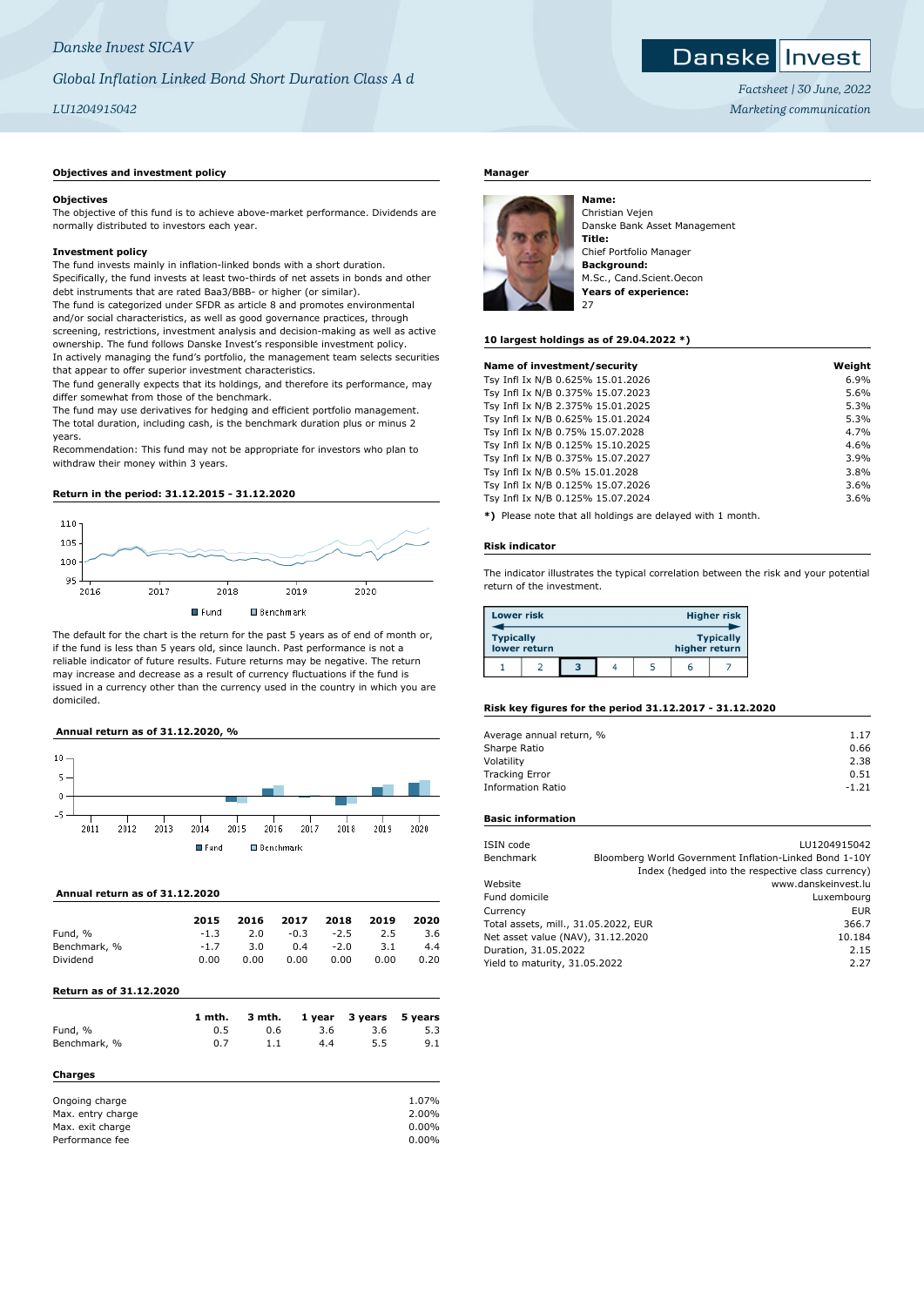*Danske Invest SICAV*

*Global Inflation Linked Bond Short Duration Class A d*

*LU1204915042*

*Factsheet | 30 June, 2022*

*Marketing communication*

## Objectives and investment policy

**Objectives**

The objective of this fund is to achieve above-market performance. Dividends are normally distributed to investors each year.

**Investment policy**

The fund invests mainly in inflation-linked bonds with a short duration.
Specifically, the fund invests at least two-thirds of net assets in bonds and other debt instruments that are rated Baa3/BBB- or higher (or similar).
The fund is categorized under SFDR as article 8 and promotes environmental and/or social characteristics, as well as good governance practices, through screening, restrictions, investment analysis and decision-making as well as active ownership. The fund follows Danske Invest's responsible investment policy.
In actively managing the fund's portfolio, the management team selects securities that appear to offer superior investment characteristics.
The fund generally expects that its holdings, and therefore its performance, may differ somewhat from those of the benchmark.
The fund may use derivatives for hedging and efficient portfolio management.
The total duration, including cash, is the benchmark duration plus or minus 2 years.
Recommendation: This fund may not be appropriate for investors who plan to withdraw their money within 3 years.

## Return in the period: 31.12.2015 - 31.12.2020

Fund / Benchmark

The default for the chart is the return for the past 5 years as of end of month or, if the fund is less than 5 years old, since launch. Past performance is not a reliable indicator of future results. Future returns may be negative. The return may increase and decrease as a result of currency fluctuations if the fund is issued in a currency other than the currency used in the country in which you are domiciled.

## Annual return as of 31.12.2020, %

Fund / Benchmark

## Annual return as of 31.12.2020

| | 2015 | 2016 | 2017 | 2018 | 2019 | 2020 |
|---|---|---|---|---|---|---|
| Fund, % | -1.3 | 2.0 | -0.3 | -2.5 | 2.5 | 3.6 |
| Benchmark, % | -1.7 | 3.0 | 0.4 | -2.0 | 3.1 | 4.4 |
| Dividend | 0.00 | 0.00 | 0.00 | 0.00 | 0.00 | 0.20 |

## Return as of 31.12.2020

| | 1 mth. | 3 mth. | 1 year | 3 years | 5 years |
|---|---|---|---|---|---|
| Fund, % | 0.5 | 0.6 | 3.6 | 3.6 | 5.3 |
| Benchmark, % | 0.7 | 1.1 | 4.4 | 5.5 | 9.1 |

## Charges

| | |
|---|---|
| Ongoing charge | 1.07% |
| Max. entry charge | 2.00% |
| Max. exit charge | 0.00% |
| Performance fee | 0.00% |

## Manager

**Name:**
Christian Vejen
Danske Bank Asset Management
**Title:**
Chief Portfolio Manager
**Background:**
M.Sc., Cand.Scient.Oecon
**Years of experience:**
27

## 10 largest holdings as of 29.04.2022 *)

| Name of investment/security | Weight |
|---|---|
| Tsy Infl Ix N/B 0.625% 15.01.2026 | 6.9% |
| Tsy Infl Ix N/B 0.375% 15.07.2023 | 5.6% |
| Tsy Infl Ix N/B 2.375% 15.01.2025 | 5.3% |
| Tsy Infl Ix N/B 0.625% 15.01.2024 | 5.3% |
| Tsy Infl Ix N/B 0.75% 15.07.2028 | 4.7% |
| Tsy Infl Ix N/B 0.125% 15.10.2025 | 4.6% |
| Tsy Infl Ix N/B 0.375% 15.07.2027 | 3.9% |
| Tsy Infl Ix N/B 0.5% 15.01.2028 | 3.8% |
| Tsy Infl Ix N/B 0.125% 15.07.2026 | 3.6% |
| Tsy Infl Ix N/B 0.125% 15.07.2024 | 3.6% |

**\*)** Please note that all holdings are delayed with 1 month.

## Risk indicator

The indicator illustrates the typical correlation between the risk and your potential return of the investment.

| Lower risk – Typically lower return | | | | | | Higher risk – Typically higher return |
|---|---|---|---|---|---|---|
| 1 | 2 | **3** | 4 | 5 | 6 | 7 |

## Risk key figures for the period 31.12.2017 - 31.12.2020

| | |
|---|---|
| Average annual return, % | 1.17 |
| Sharpe Ratio | 0.66 |
| Volatility | 2.38 |
| Tracking Error | 0.51 |
| Information Ratio | -1.21 |

## Basic information

| | |
|---|---|
| ISIN code | LU1204915042 |
| Benchmark | Bloomberg World Government Inflation-Linked Bond 1-10Y Index (hedged into the respective class currency) |
| Website | www.danskeinvest.lu |
| Fund domicile | Luxembourg |
| Currency | EUR |
| Total assets, mill., 31.05.2022, EUR | 366.7 |
| Net asset value (NAV), 31.12.2020 | 10.184 |
| Duration, 31.05.2022 | 2.15 |
| Yield to maturity, 31.05.2022 | 2.27 |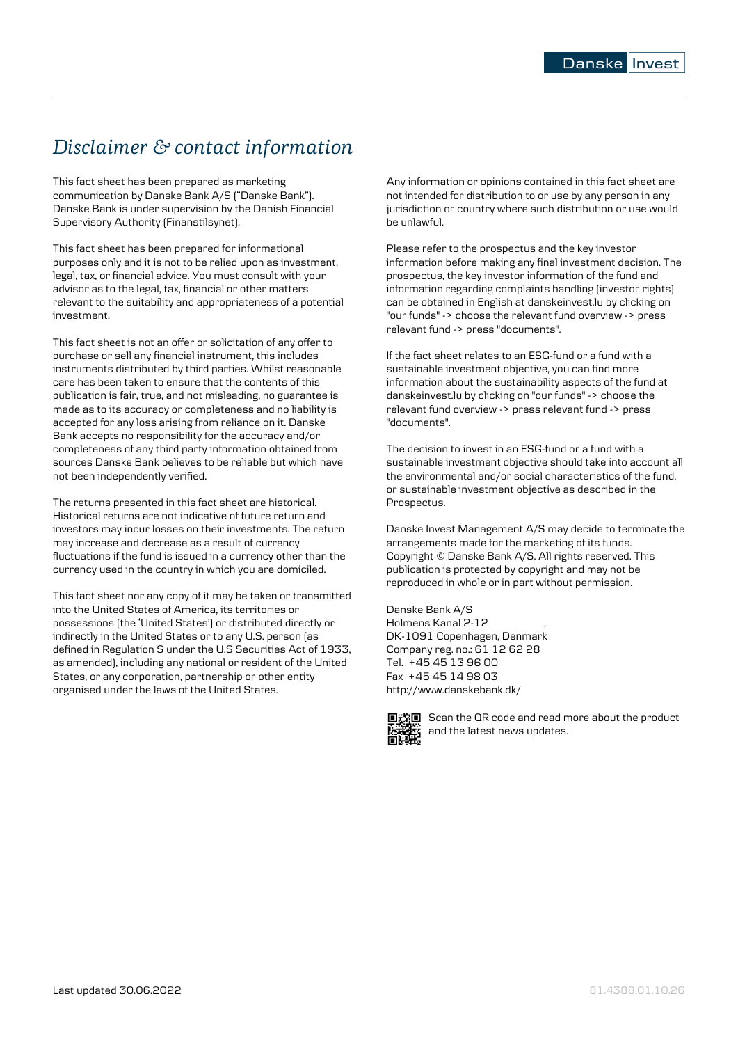# *Disclaimer & contact information*

This fact sheet has been prepared as marketing communication by Danske Bank A/S ("Danske Bank"). Danske Bank is under supervision by the Danish Financial Supervisory Authority (Finanstilsynet).

This fact sheet has been prepared for informational purposes only and it is not to be relied upon as investment, legal, tax, or financial advice. You must consult with your advisor as to the legal, tax, financial or other matters relevant to the suitability and appropriateness of a potential investment.

This fact sheet is not an offer or solicitation of any offer to purchase or sell any financial instrument, this includes instruments distributed by third parties. Whilst reasonable care has been taken to ensure that the contents of this publication is fair, true, and not misleading, no guarantee is made as to its accuracy or completeness and no liability is accepted for any loss arising from reliance on it. Danske Bank accepts no responsibility for the accuracy and/or completeness of any third party information obtained from sources Danske Bank believes to be reliable but which have not been independently verified.

The returns presented in this fact sheet are historical. Historical returns are not indicative of future return and investors may incur losses on their investments. The return may increase and decrease as a result of currency fluctuations if the fund is issued in a currency other than the currency used in the country in which you are domiciled.

This fact sheet nor any copy of it may be taken or transmitted into the United States of America, its territories or possessions (the 'United States') or distributed directly or indirectly in the United States or to any U.S. person (as defined in Regulation S under the U.S Securities Act of 1933, as amended), including any national or resident of the United States, or any corporation, partnership or other entity organised under the laws of the United States.

Any information or opinions contained in this fact sheet are not intended for distribution to or use by any person in any jurisdiction or country where such distribution or use would be unlawful.

Please refer to the prospectus and the key investor information before making any final investment decision. The prospectus, the key investor information of the fund and information regarding complaints handling (investor rights) can be obtained in English at danskeinvest.lu by clicking on "our funds" -> choose the relevant fund overview -> press relevant fund -> press "documents".

If the fact sheet relates to an ESG-fund or a fund with a sustainable investment objective, you can find more information about the sustainability aspects of the fund at danskeinvest.lu by clicking on "our funds" -> choose the relevant fund overview -> press relevant fund -> press "documents".

The decision to invest in an ESG-fund or a fund with a sustainable investment objective should take into account all the environmental and/or social characteristics of the fund, or sustainable investment objective as described in the Prospectus.

Danske Invest Management A/S may decide to terminate the arrangements made for the marketing of its funds. Copyright © Danske Bank A/S. All rights reserved. This publication is protected by copyright and may not be reproduced in whole or in part without permission.

Danske Bank A/S
Holmens Kanal 2-12
DK-1091 Copenhagen, Denmark
Company reg. no.: 61 12 62 28
Tel. +45 45 13 96 00
Fax +45 45 14 98 03
http://www.danskebank.dk/

Scan the QR code and read more about the product and the latest news updates.

Last updated 30.06.2022